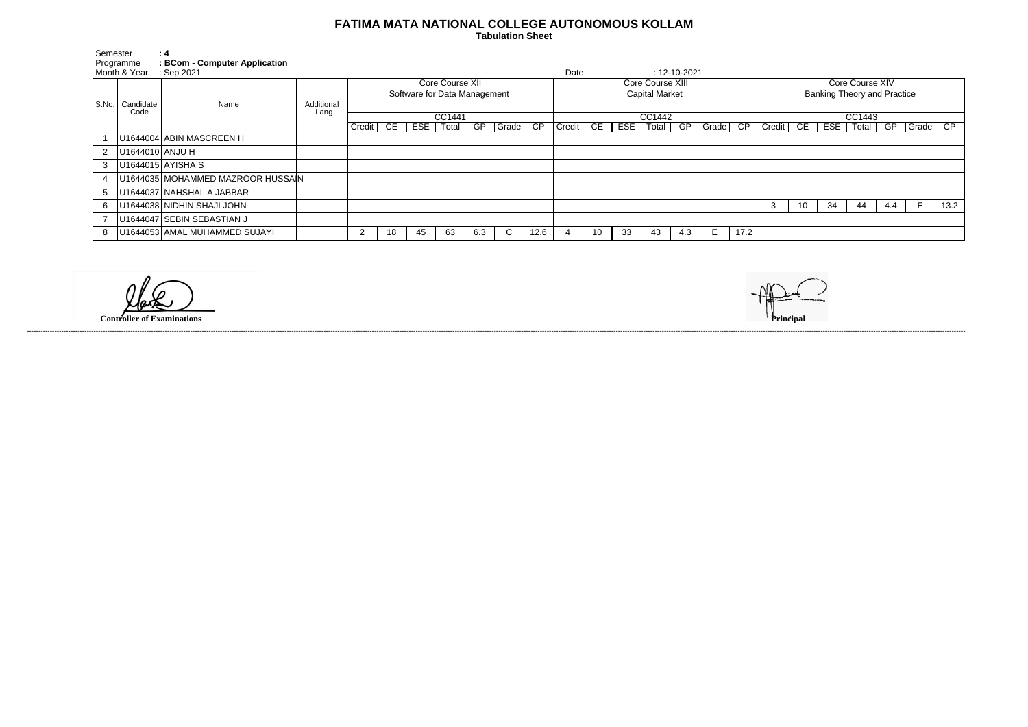# FATIMA MATA NATIONAL COLLEGE AUTONOMOUS KOLLAM

**Tabulation Sheet**

Semester **: 4**
Programme **: BCom - Computer Application**
Month & Year : Sep 2021

Date : 12-10-2021

| S.No. | Candidate Code | Name | Additional Lang | Core Course XII | | | | | | | Core Course XIII | | | | | | | Core Course XIV | | | | | | |
|---|---|---|---|---|---|---|---|---|---|---|---|---|---|---|---|---|---|---|---|---|---|---|---|---|
| | | | | Software for Data Management | | | | | | | Capital Market | | | | | | | Banking Theory and Practice | | | | | | |
| | | | | CC1441 | | | | | | | CC1442 | | | | | | | CC1443 | | | | | | |
| | | | | Credit | CE | ESE | Total | GP | Grade | CP | Credit | CE | ESE | Total | GP | Grade | CP | Credit | CE | ESE | Total | GP | Grade | CP |
| 1 | U1644004 | ABIN MASCREEN H | | | | | | | | | | | | | | | | | | | | | | |
| 2 | U1644010 | ANJU H | | | | | | | | | | | | | | | | | | | | | | |
| 3 | U1644015 | AYISHA S | | | | | | | | | | | | | | | | | | | | | | |
| 4 | U1644035 | MOHAMMED MAZROOR HUSSAIN | | | | | | | | | | | | | | | | | | | | | | |
| 5 | U1644037 | NAHSHAL A JABBAR | | | | | | | | | | | | | | | | | | | | | | |
| 6 | U1644038 | NIDHIN SHAJI JOHN | | | | | | | | | | | | | | | | | 3 | 10 | 34 | 44 | 4.4 | E | 13.2 |
| 7 | U1644047 | SEBIN SEBASTIAN J | | | | | | | | | | | | | | | | | | | | | | |
| 8 | U1644053 | AMAL MUHAMMED SUJAYI | | 2 | 18 | 45 | 63 | 6.3 | C | 12.6 | 4 | 10 | 33 | 43 | 4.3 | E | 17.2 | | | | | | | |

**Controller of Examinations**

**Principal**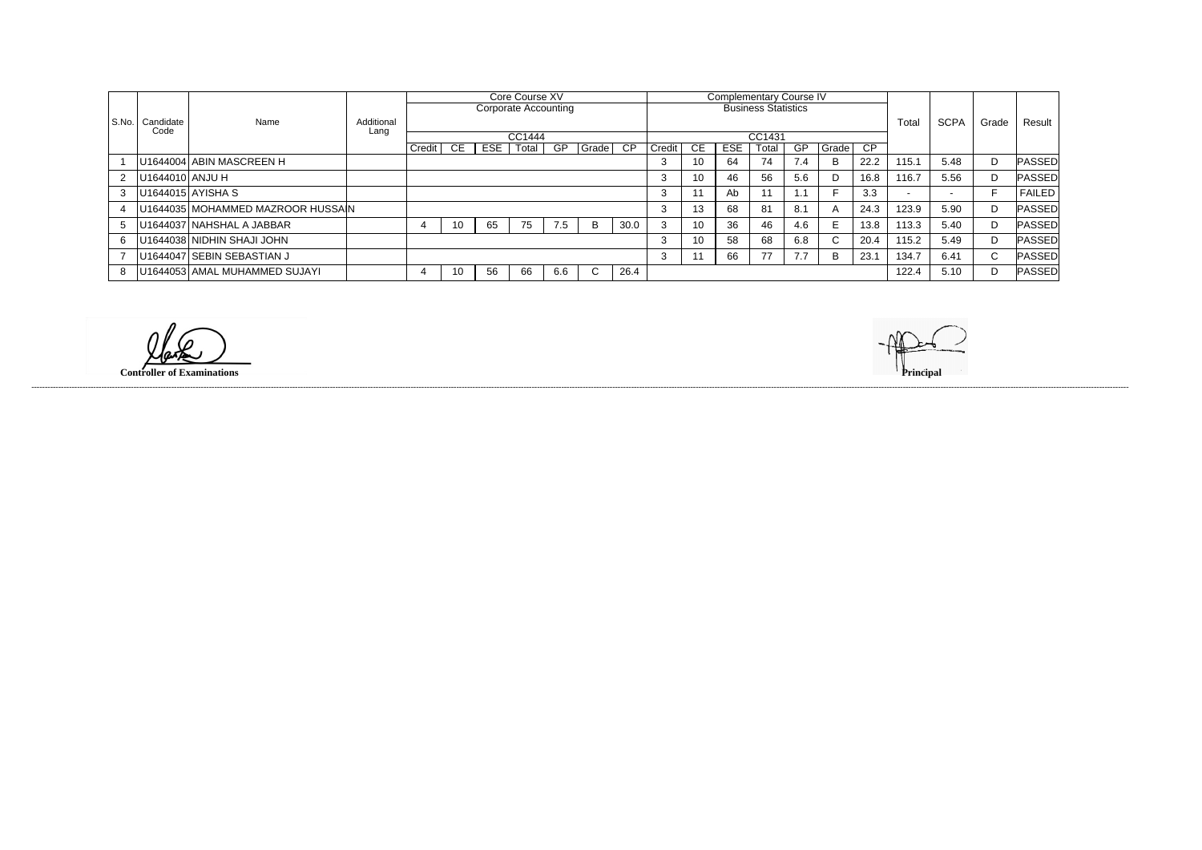| S.No. | Candidate Code | Name | Additional Lang | Core Course XV Corporate Accounting CC1444 | | | | | | | Complementary Course IV Business Statistics CC1431 | | | | | | | Total | SCPA | Grade | Result |
|---|---|---|---|---|---|---|---|---|---|---|---|---|---|---|---|---|---|---|---|---|---|
| | | | | Credit | CE | ESE | Total | GP | Grade | CP | Credit | CE | ESE | Total | GP | Grade | CP | | | | |
| 1 | U1644004 | ABIN MASCREEN H | | | | | | | | | 3 | 10 | 64 | 74 | 7.4 | B | 22.2 | 115.1 | 5.48 | D | PASSED |
| 2 | U1644010 | ANJU H | | | | | | | | | 3 | 10 | 46 | 56 | 5.6 | D | 16.8 | 116.7 | 5.56 | D | PASSED |
| 3 | U1644015 | AYISHA S | | | | | | | | | 3 | 11 | Ab | 11 | 1.1 | F | 3.3 | - | - | F | FAILED |
| 4 | U1644035 | MOHAMMED MAZROOR HUSSAIN | | | | | | | | | 3 | 13 | 68 | 81 | 8.1 | A | 24.3 | 123.9 | 5.90 | D | PASSED |
| 5 | U1644037 | NAHSHAL A JABBAR | | 4 | 10 | 65 | 75 | 7.5 | B | 30.0 | 3 | 10 | 36 | 46 | 4.6 | E | 13.8 | 113.3 | 5.40 | D | PASSED |
| 6 | U1644038 | NIDHIN SHAJI JOHN | | | | | | | | | 3 | 10 | 58 | 68 | 6.8 | C | 20.4 | 115.2 | 5.49 | D | PASSED |
| 7 | U1644047 | SEBIN SEBASTIAN J | | | | | | | | | 3 | 11 | 66 | 77 | 7.7 | B | 23.1 | 134.7 | 6.41 | C | PASSED |
| 8 | U1644053 | AMAL MUHAMMED SUJAYI | | 4 | 10 | 56 | 66 | 6.6 | C | 26.4 | | | | | | | | 122.4 | 5.10 | D | PASSED |

**Controller of Examinations**

**Principal**